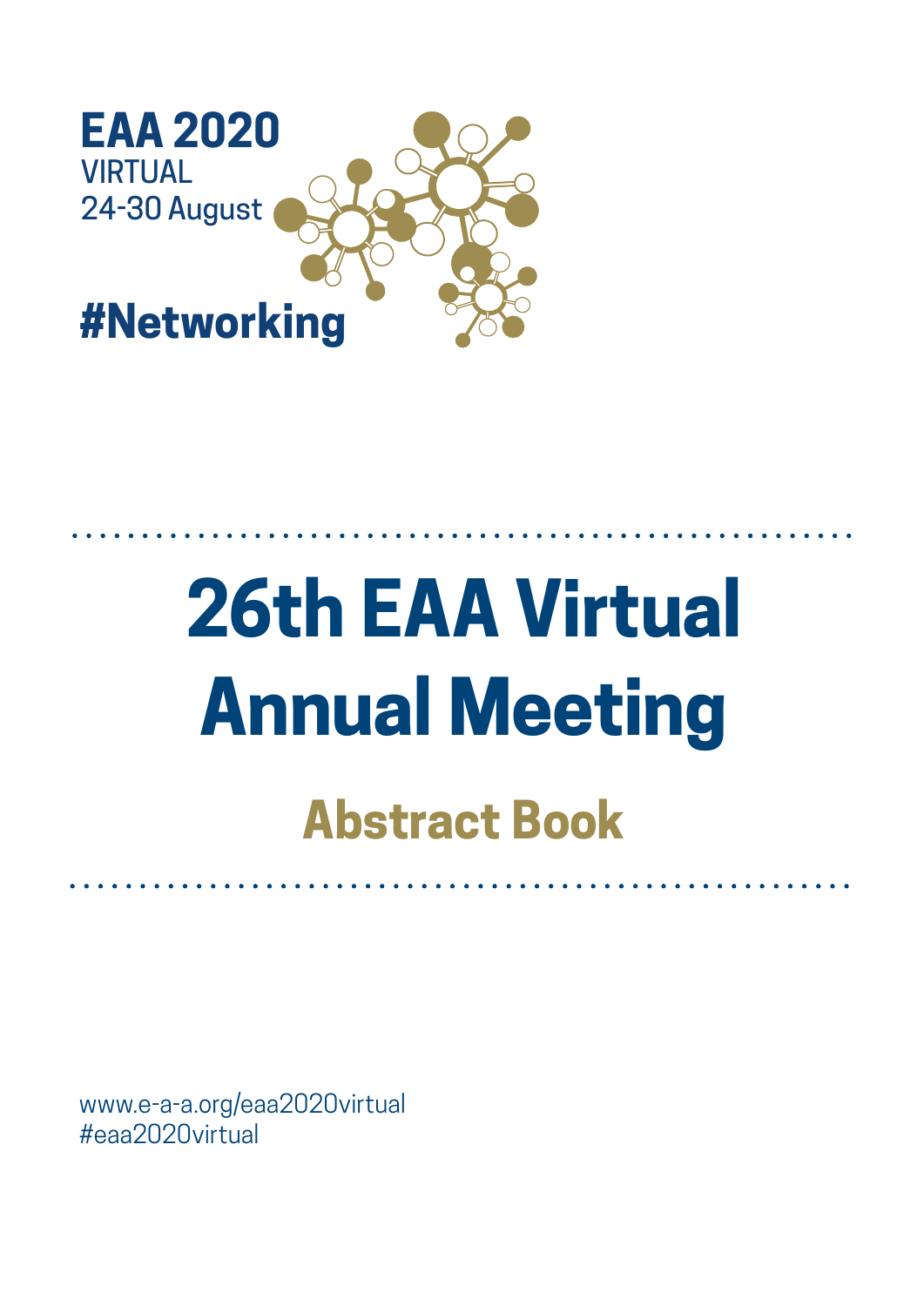**EAA 2020**
VIRTUAL
24-30 August

**#Networking**

# 26th EAA Virtual Annual Meeting

## Abstract Book

www.e-a-a.org/eaa2020virtual
#eaa2020virtual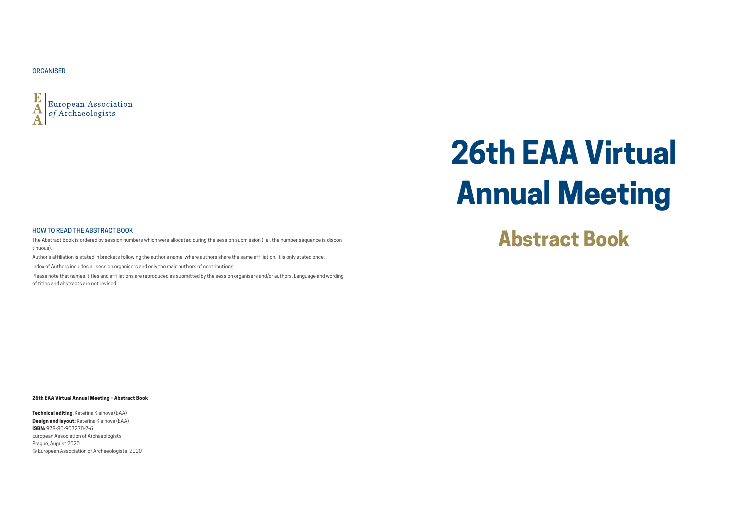ORGANISER

European Association of Archaeologists

# 26th EAA Virtual Annual Meeting

## Abstract Book

### HOW TO READ THE ABSTRACT BOOK

The Abstract Book is ordered by session numbers which were allocated during the session submission (i.e., the number sequence is discontinuous).

Author's affiliation is stated in brackets following the author's name; where authors share the same affiliation, it is only stated once.

Index of Authors includes all session organisers and only the main authors of contributions.

Please note that names, titles and affiliations are reproduced as submitted by the session organisers and/or authors. Language and wording of titles and abstracts are not revised.

**26th EAA Virtual Annual Meeting – Abstract Book**

**Technical editing**: Kateřina Kleinová (EAA)
**Design and layout:** Kateřina Kleinová (EAA)
**ISBN:** 978-80-907270-7-6
European Association of Archaeologists
Prague, August 2020
© European Association of Archaeologists, 2020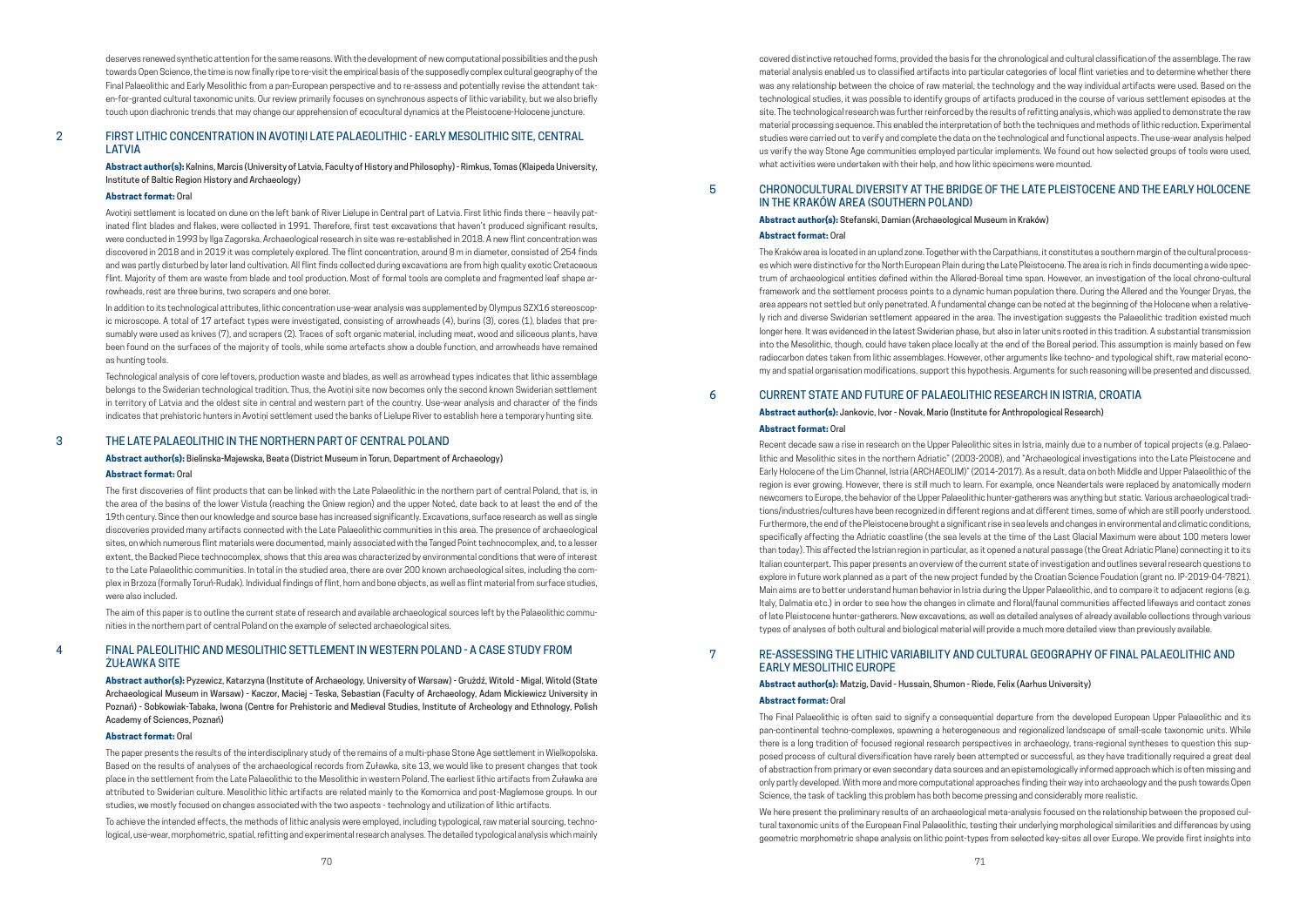deserves renewed synthetic attention for the same reasons. With the development of new computational possibilities and the push towards Open Science, the time is now finally ripe to re-visit the empirical basis of the supposedly complex cultural geography of the Final Palaeolithic and Early Mesolithic from a pan-European perspective and to re-assess and potentially revise the attendant taken-for-granted cultural taxonomic units. Our review primarily focuses on synchronous aspects of lithic variability, but we also briefly touch upon diachronic trends that may change our apprehension of ecocultural dynamics at the Pleistocene-Holocene juncture.

## 2 FIRST LITHIC CONCENTRATION IN AVOTIŅI LATE PALAEOLITHIC - EARLY MESOLITHIC SITE, CENTRAL LATVIA

**Abstract author(s):** Kalnins, Marcis (University of Latvia, Faculty of History and Philosophy) - Rimkus, Tomas (Klaipeda University, Institute of Baltic Region History and Archaeology)

**Abstract format:** Oral

Avotiņi settlement is located on dune on the left bank of River Lielupe in Central part of Latvia. First lithic finds there – heavily patinated flint blades and flakes, were collected in 1991. Therefore, first test excavations that haven't produced significant results, were conducted in 1993 by Ilga Zagorska. Archaeological research in site was re-established in 2018. A new flint concentration was discovered in 2018 and in 2019 it was completely explored. The flint concentration, around 8 m in diameter, consisted of 254 finds and was partly disturbed by later land cultivation. All flint finds collected during excavations are from high quality exotic Cretaceous flint. Majority of them are waste from blade and tool production. Most of formal tools are complete and fragmented leaf shape arrowheads, rest are three burins, two scrapers and one borer.

In addition to its technological attributes, lithic concentration use-wear analysis was supplemented by Olympus SZX16 stereoscopic microscope. A total of 17 artefact types were investigated, consisting of arrowheads (4), burins (3), cores (1), blades that presumably were used as knives (7), and scrapers (2). Traces of soft organic material, including meat, wood and siliceous plants, have been found on the surfaces of the majority of tools, while some artefacts show a double function, and arrowheads have remained as hunting tools.

Technological analysis of core leftovers, production waste and blades, as well as arrowhead types indicates that lithic assemblage belongs to the Swiderian technological tradition. Thus, the Avotiņi site now becomes only the second known Swiderian settlement in territory of Latvia and the oldest site in central and western part of the country. Use-wear analysis and character of the finds indicates that prehistoric hunters in Avotiņi settlement used the banks of Lielupe River to establish here a temporary hunting site.

## 3 THE LATE PALAEOLITHIC IN THE NORTHERN PART OF CENTRAL POLAND

**Abstract author(s):** Bielinska-Majewska, Beata (District Museum in Torun, Department of Archaeology)

**Abstract format:** Oral

The first discoveries of flint products that can be linked with the Late Palaeolithic in the northern part of central Poland, that is, in the area of the basins of the lower Vistula (reaching the Gniew region) and the upper Noteć, date back to at least the end of the 19th century. Since then our knowledge and source base has increased significantly. Excavations, surface research as well as single discoveries provided many artifacts connected with the Late Palaeolithic communities in this area. The presence of archaeological sites, on which numerous flint materials were documented, mainly associated with the Tanged Point technocomplex, and, to a lesser extent, the Backed Piece technocomplex, shows that this area was characterized by environmental conditions that were of interest to the Late Palaeolithic communities. In total in the studied area, there are over 200 known archaeological sites, including the complex in Brzoza (formally Toruń-Rudak). Individual findings of flint, horn and bone objects, as well as flint material from surface studies, were also included.

The aim of this paper is to outline the current state of research and available archaeological sources left by the Palaeolithic communities in the northern part of central Poland on the example of selected archaeological sites.

## 4 FINAL PALEOLITHIC AND MESOLITHIC SETTLEMENT IN WESTERN POLAND - A CASE STUDY FROM ŻUŁAWKA SITE

**Abstract author(s):** Pyzewicz, Katarzyna (Institute of Archaeology, University of Warsaw) - Grużdź, Witold - Migal, Witold (State Archaeological Museum in Warsaw) - Kaczor, Maciej - Teska, Sebastian (Faculty of Archaeology, Adam Mickiewicz University in Poznań) - Sobkowiak-Tabaka, Iwona (Centre for Prehistoric and Medieval Studies, Institute of Archeology and Ethnology, Polish Academy of Sciences, Poznań)

**Abstract format:** Oral

The paper presents the results of the interdisciplinary study of the remains of a multi-phase Stone Age settlement in Wielkopolska. Based on the results of analyses of the archaeological records from Żuławka, site 13, we would like to present changes that took place in the settlement from the Late Palaeolithic to the Mesolithic in western Poland. The earliest lithic artifacts from Żuławka are attributed to Swiderian culture. Mesolithic lithic artifacts are related mainly to the Komornica and post-Maglemose groups. In our studies, we mostly focused on changes associated with the two aspects - technology and utilization of lithic artifacts.

To achieve the intended effects, the methods of lithic analysis were employed, including typological, raw material sourcing, technological, use-wear, morphometric, spatial, refitting and experimental research analyses. The detailed typological analysis which mainly covered distinctive retouched forms, provided the basis for the chronological and cultural classification of the assemblage. The raw material analysis enabled us to classified artifacts into particular categories of local flint varieties and to determine whether there was any relationship between the choice of raw material, the technology and the way individual artifacts were used. Based on the technological studies, it was possible to identify groups of artifacts produced in the course of various settlement episodes at the site. The technological research was further reinforced by the results of refitting analysis, which was applied to demonstrate the raw material processing sequence. This enabled the interpretation of both the techniques and methods of lithic reduction. Experimental studies were carried out to verify and complete the data on the technological and functional aspects. The use-wear analysis helped us verify the way Stone Age communities employed particular implements. We found out how selected groups of tools were used, what activities were undertaken with their help, and how lithic specimens were mounted.

## 5 CHRONOCULTURAL DIVERSITY AT THE BRIDGE OF THE LATE PLEISTOCENE AND THE EARLY HOLOCENE IN THE KRAKÓW AREA (SOUTHERN POLAND)

**Abstract author(s):** Stefanski, Damian (Archaeological Museum in Kraków)

**Abstract format:** Oral

The Kraków area is located in an upland zone. Together with the Carpathians, it constitutes a southern margin of the cultural processes which were distinctive for the North European Plain during the Late Pleistocene. The area is rich in finds documenting a wide spectrum of archaeological entities defined within the Allerød-Boreal time span. However, an investigation of the local chrono-cultural framework and the settlement process points to a dynamic human population there. During the Allerød and the Younger Dryas, the area appears not settled but only penetrated. A fundamental change can be noted at the beginning of the Holocene when a relatively rich and diverse Swiderian settlement appeared in the area. The investigation suggests the Palaeolithic tradition existed much longer here. It was evidenced in the latest Swiderian phase, but also in later units rooted in this tradition. A substantial transmission into the Mesolithic, though, could have taken place locally at the end of the Boreal period. This assumption is mainly based on few radiocarbon dates taken from lithic assemblages. However, other arguments like techno- and typological shift, raw material economy and spatial organisation modifications, support this hypothesis. Arguments for such reasoning will be presented and discussed.

## 6 CURRENT STATE AND FUTURE OF PALAEOLITHIC RESEARCH IN ISTRIA, CROATIA

**Abstract author(s):** Jankovic, Ivor - Novak, Mario (Institute for Anthropological Research)

**Abstract format:** Oral

Recent decade saw a rise in research on the Upper Paleolithic sites in Istria, mainly due to a number of topical projects (e.g. Palaeolithic and Mesolithic sites in the northern Adriatic" (2003-2008), and "Archaeological investigations into the Late Pleistocene and Early Holocene of the Lim Channel, Istria (ARCHAEOLIM)" (2014-2017). As a result, data on both Middle and Upper Palaeolithic of the region is ever growing. However, there is still much to learn. For example, once Neandertals were replaced by anatomically modern newcomers to Europe, the behavior of the Upper Palaeolithic hunter-gatherers was anything but static. Various archaeological traditions/industries/cultures have been recognized in different regions and at different times, some of which are still poorly understood. Furthermore, the end of the Pleistocene brought a significant rise in sea levels and changes in environmental and climatic conditions, specifically affecting the Adriatic coastline (the sea levels at the time of the Last Glacial Maximum were about 100 meters lower than today). This affected the Istrian region in particular, as it opened a natural passage (the Great Adriatic Plane) connecting it to its Italian counterpart. This paper presents an overview of the current state of investigation and outlines several research questions to explore in future work planned as a part of the new project funded by the Croatian Science Foudation (grant no. IP-2019-04-7821). Main aims are to better understand human behavior in Istria during the Upper Palaeolithic, and to compare it to adjacent regions (e.g. Italy, Dalmatia etc.) in order to see how the changes in climate and floral/faunal communities affected lifeways and contact zones of late Pleistocene hunter-gatherers. New excavations, as well as detailed analyses of already available collections through various types of analyses of both cultural and biological material will provide a much more detailed view than previously available.

## 7 RE-ASSESSING THE LITHIC VARIABILITY AND CULTURAL GEOGRAPHY OF FINAL PALAEOLITHIC AND EARLY MESOLITHIC EUROPE

**Abstract author(s):** Matzig, David - Hussain, Shumon - Riede, Felix (Aarhus University)

**Abstract format:** Oral

The Final Palaeolithic is often said to signify a consequential departure from the developed European Upper Palaeolithic and its pan-continental techno-complexes, spawning a heterogeneous and regionalized landscape of small-scale taxonomic units. While there is a long tradition of focused regional research perspectives in archaeology, trans-regional syntheses to question this supposed process of cultural diversification have rarely been attempted or successful, as they have traditionally required a great deal of abstraction from primary or even secondary data sources and an epistemologically informed approach which is often missing and only partly developed. With more and more computational approaches finding their way into archaeology and the push towards Open Science, the task of tackling this problem has both become pressing and considerably more realistic.

We here present the preliminary results of an archaeological meta-analysis focused on the relationship between the proposed cultural taxonomic units of the European Final Palaeolithic, testing their underlying morphological similarities and differences by using geometric morphometric shape analysis on lithic point-types from selected key-sites all over Europe. We provide first insights into